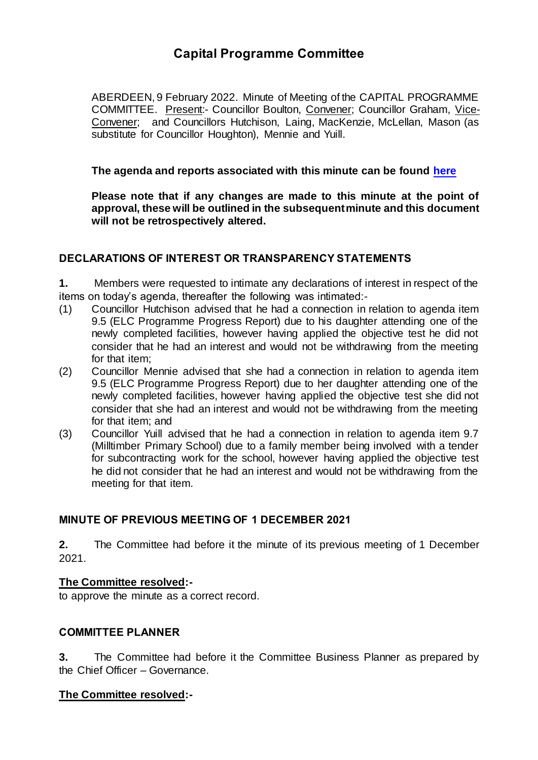# Capital Programme Committee

ABERDEEN, 9 February 2022. Minute of Meeting of the CAPITAL PROGRAMME COMMITTEE. Present:- Councillor Boulton, Convener; Councillor Graham, Vice-Convener; and Councillors Hutchison, Laing, MacKenzie, McLellan, Mason (as substitute for Councillor Houghton), Mennie and Yuill.

**The agenda and reports associated with this minute can be found [here](#)**

**Please note that if any changes are made to this minute at the point of approval, these will be outlined in the subsequent minute and this document will not be retrospectively altered.**

## DECLARATIONS OF INTEREST OR TRANSPARENCY STATEMENTS

**1.** Members were requested to intimate any declarations of interest in respect of the items on today's agenda, thereafter the following was intimated:-

(1) Councillor Hutchison advised that he had a connection in relation to agenda item 9.5 (ELC Programme Progress Report) due to his daughter attending one of the newly completed facilities, however having applied the objective test he did not consider that he had an interest and would not be withdrawing from the meeting for that item;

(2) Councillor Mennie advised that she had a connection in relation to agenda item 9.5 (ELC Programme Progress Report) due to her daughter attending one of the newly completed facilities, however having applied the objective test she did not consider that she had an interest and would not be withdrawing from the meeting for that item; and

(3) Councillor Yuill advised that he had a connection in relation to agenda item 9.7 (Milltimber Primary School) due to a family member being involved with a tender for subcontracting work for the school, however having applied the objective test he did not consider that he had an interest and would not be withdrawing from the meeting for that item.

## MINUTE OF PREVIOUS MEETING OF 1 DECEMBER 2021

**2.** The Committee had before it the minute of its previous meeting of 1 December 2021.

**The Committee resolved:-**

to approve the minute as a correct record.

## COMMITTEE PLANNER

**3.** The Committee had before it the Committee Business Planner as prepared by the Chief Officer – Governance.

**The Committee resolved:-**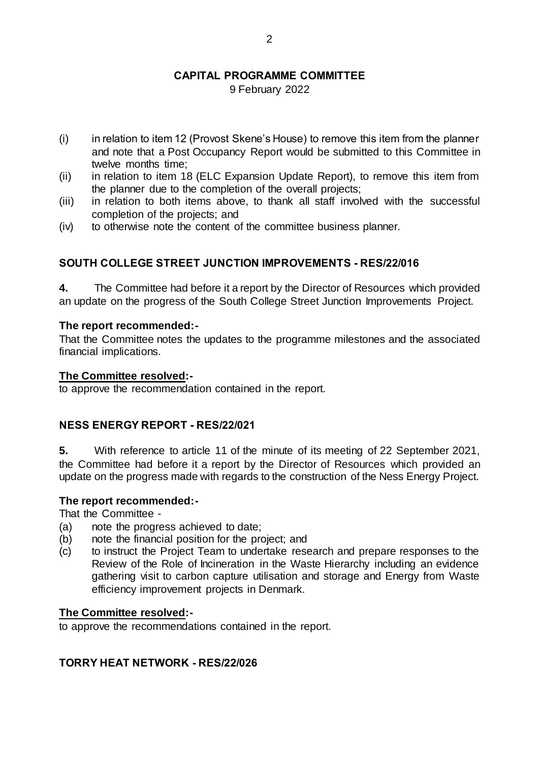(i) in relation to item 12 (Provost Skene's House) to remove this item from the planner and note that a Post Occupancy Report would be submitted to this Committee in twelve months time;
(ii) in relation to item 18 (ELC Expansion Update Report), to remove this item from the planner due to the completion of the overall projects;
(iii) in relation to both items above, to thank all staff involved with the successful completion of the projects; and
(iv) to otherwise note the content of the committee business planner.

## SOUTH COLLEGE STREET JUNCTION IMPROVEMENTS - RES/22/016

**4.** The Committee had before it a report by the Director of Resources which provided an update on the progress of the South College Street Junction Improvements Project.

**The report recommended:-**

That the Committee notes the updates to the programme milestones and the associated financial implications.

**The Committee resolved:-**

to approve the recommendation contained in the report.

## NESS ENERGY REPORT - RES/22/021

**5.** With reference to article 11 of the minute of its meeting of 22 September 2021, the Committee had before it a report by the Director of Resources which provided an update on the progress made with regards to the construction of the Ness Energy Project.

**The report recommended:-**

That the Committee -

(a) note the progress achieved to date;
(b) note the financial position for the project; and
(c) to instruct the Project Team to undertake research and prepare responses to the Review of the Role of Incineration in the Waste Hierarchy including an evidence gathering visit to carbon capture utilisation and storage and Energy from Waste efficiency improvement projects in Denmark.

**The Committee resolved:-**

to approve the recommendations contained in the report.

## TORRY HEAT NETWORK - RES/22/026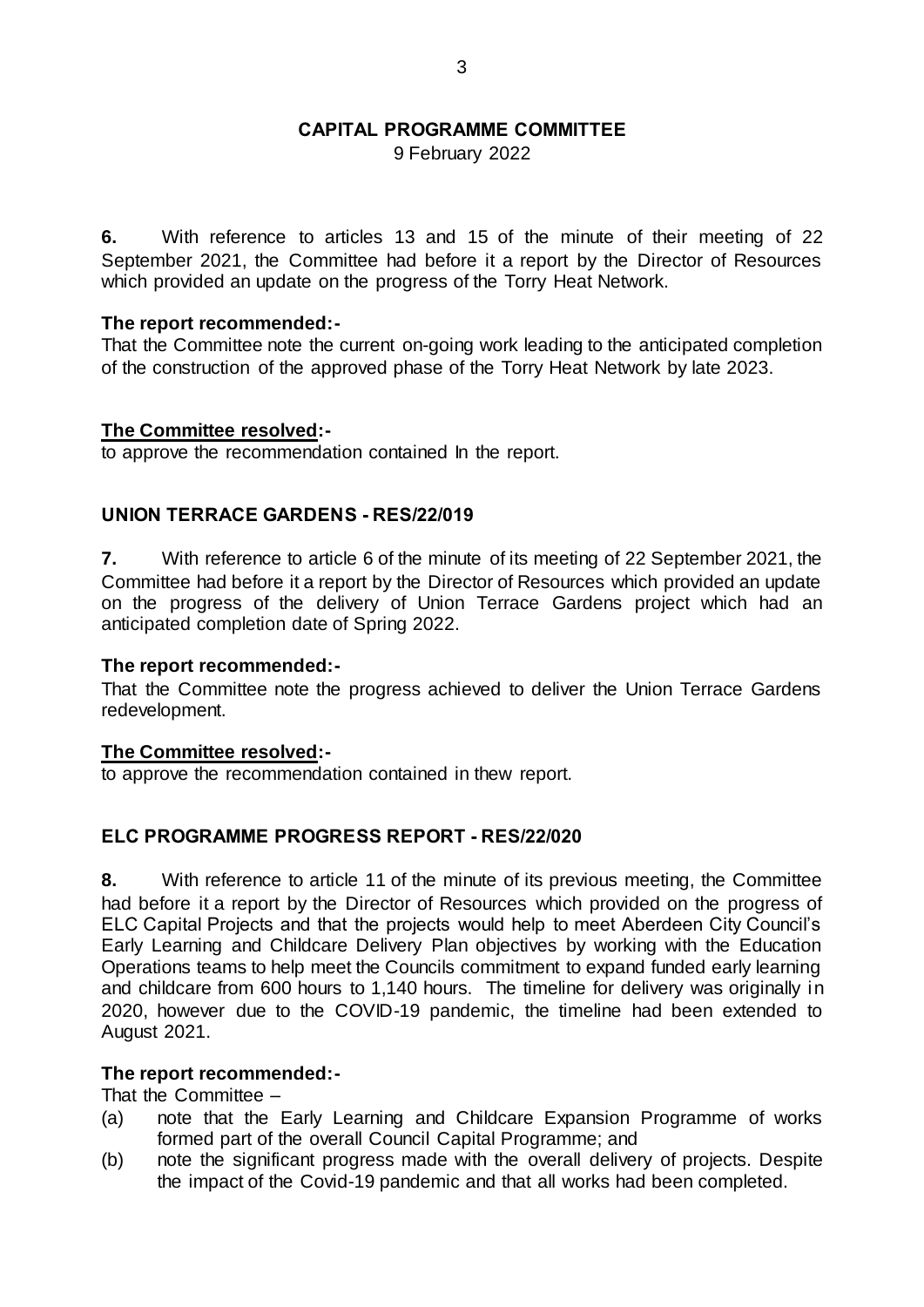**CAPITAL PROGRAMME COMMITTEE**
9 February 2022

**6.** With reference to articles 13 and 15 of the minute of their meeting of 22 September 2021, the Committee had before it a report by the Director of Resources which provided an update on the progress of the Torry Heat Network.

**The report recommended:-**
That the Committee note the current on-going work leading to the anticipated completion of the construction of the approved phase of the Torry Heat Network by late 2023.

**The Committee resolved:-**
to approve the recommendation contained In the report.

## UNION TERRACE GARDENS - RES/22/019

**7.** With reference to article 6 of the minute of its meeting of 22 September 2021, the Committee had before it a report by the Director of Resources which provided an update on the progress of the delivery of Union Terrace Gardens project which had an anticipated completion date of Spring 2022.

**The report recommended:-**
That the Committee note the progress achieved to deliver the Union Terrace Gardens redevelopment.

**The Committee resolved:-**
to approve the recommendation contained in thew report.

## ELC PROGRAMME PROGRESS REPORT - RES/22/020

**8.** With reference to article 11 of the minute of its previous meeting, the Committee had before it a report by the Director of Resources which provided on the progress of ELC Capital Projects and that the projects would help to meet Aberdeen City Council's Early Learning and Childcare Delivery Plan objectives by working with the Education Operations teams to help meet the Councils commitment to expand funded early learning and childcare from 600 hours to 1,140 hours. The timeline for delivery was originally in 2020, however due to the COVID-19 pandemic, the timeline had been extended to August 2021.

**The report recommended:-**
That the Committee –
(a) note that the Early Learning and Childcare Expansion Programme of works formed part of the overall Council Capital Programme; and
(b) note the significant progress made with the overall delivery of projects. Despite the impact of the Covid-19 pandemic and that all works had been completed.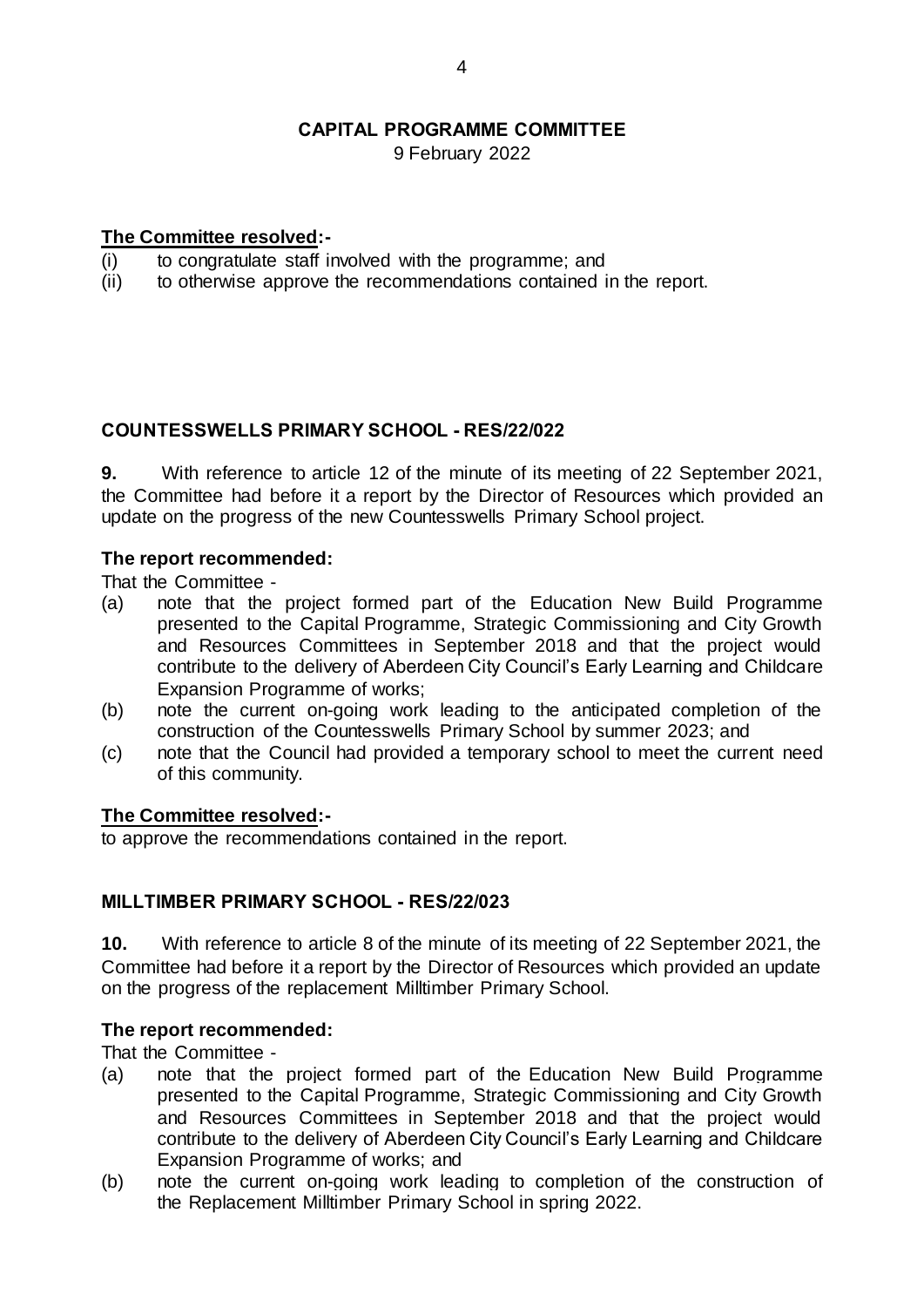**The Committee resolved:-**

(i) to congratulate staff involved with the programme; and
(ii) to otherwise approve the recommendations contained in the report.

## COUNTESSWELLS PRIMARY SCHOOL - RES/22/022

**9.** With reference to article 12 of the minute of its meeting of 22 September 2021, the Committee had before it a report by the Director of Resources which provided an update on the progress of the new Countesswells Primary School project.

**The report recommended:**

That the Committee -

(a) note that the project formed part of the Education New Build Programme presented to the Capital Programme, Strategic Commissioning and City Growth and Resources Committees in September 2018 and that the project would contribute to the delivery of Aberdeen City Council's Early Learning and Childcare Expansion Programme of works;
(b) note the current on-going work leading to the anticipated completion of the construction of the Countesswells Primary School by summer 2023; and
(c) note that the Council had provided a temporary school to meet the current need of this community.

**The Committee resolved:-**

to approve the recommendations contained in the report.

## MILLTIMBER PRIMARY SCHOOL - RES/22/023

**10.** With reference to article 8 of the minute of its meeting of 22 September 2021, the Committee had before it a report by the Director of Resources which provided an update on the progress of the replacement Milltimber Primary School.

**The report recommended:**

That the Committee -

(a) note that the project formed part of the Education New Build Programme presented to the Capital Programme, Strategic Commissioning and City Growth and Resources Committees in September 2018 and that the project would contribute to the delivery of Aberdeen City Council's Early Learning and Childcare Expansion Programme of works; and
(b) note the current on-going work leading to completion of the construction of the Replacement Milltimber Primary School in spring 2022.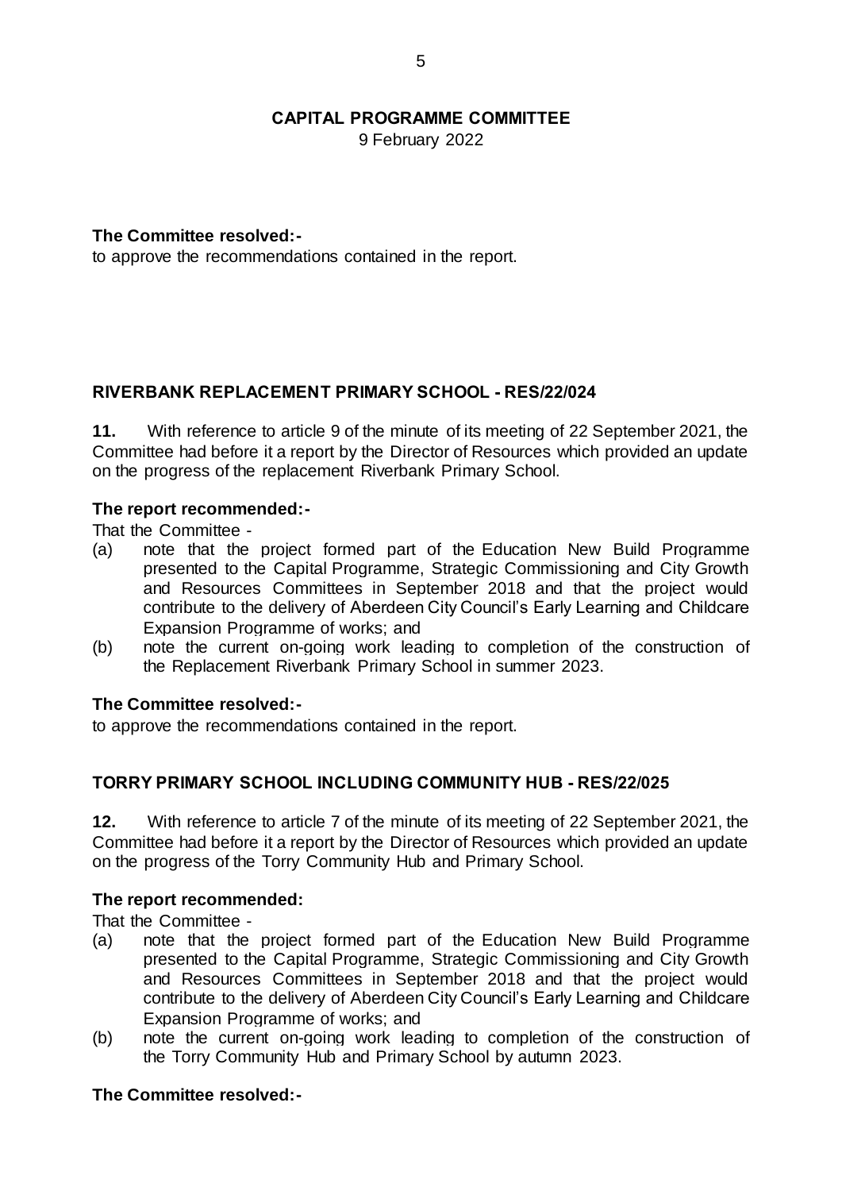**The Committee resolved:-**
to approve the recommendations contained in the report.

## RIVERBANK REPLACEMENT PRIMARY SCHOOL - RES/22/024

**11.** With reference to article 9 of the minute of its meeting of 22 September 2021, the Committee had before it a report by the Director of Resources which provided an update on the progress of the replacement Riverbank Primary School.

**The report recommended:-**

That the Committee -

(a) note that the project formed part of the Education New Build Programme presented to the Capital Programme, Strategic Commissioning and City Growth and Resources Committees in September 2018 and that the project would contribute to the delivery of Aberdeen City Council's Early Learning and Childcare Expansion Programme of works; and

(b) note the current on-going work leading to completion of the construction of the Replacement Riverbank Primary School in summer 2023.

**The Committee resolved:-**
to approve the recommendations contained in the report.

## TORRY PRIMARY SCHOOL INCLUDING COMMUNITY HUB - RES/22/025

**12.** With reference to article 7 of the minute of its meeting of 22 September 2021, the Committee had before it a report by the Director of Resources which provided an update on the progress of the Torry Community Hub and Primary School.

**The report recommended:**

That the Committee -

(a) note that the project formed part of the Education New Build Programme presented to the Capital Programme, Strategic Commissioning and City Growth and Resources Committees in September 2018 and that the project would contribute to the delivery of Aberdeen City Council's Early Learning and Childcare Expansion Programme of works; and

(b) note the current on-going work leading to completion of the construction of the Torry Community Hub and Primary School by autumn 2023.

**The Committee resolved:-**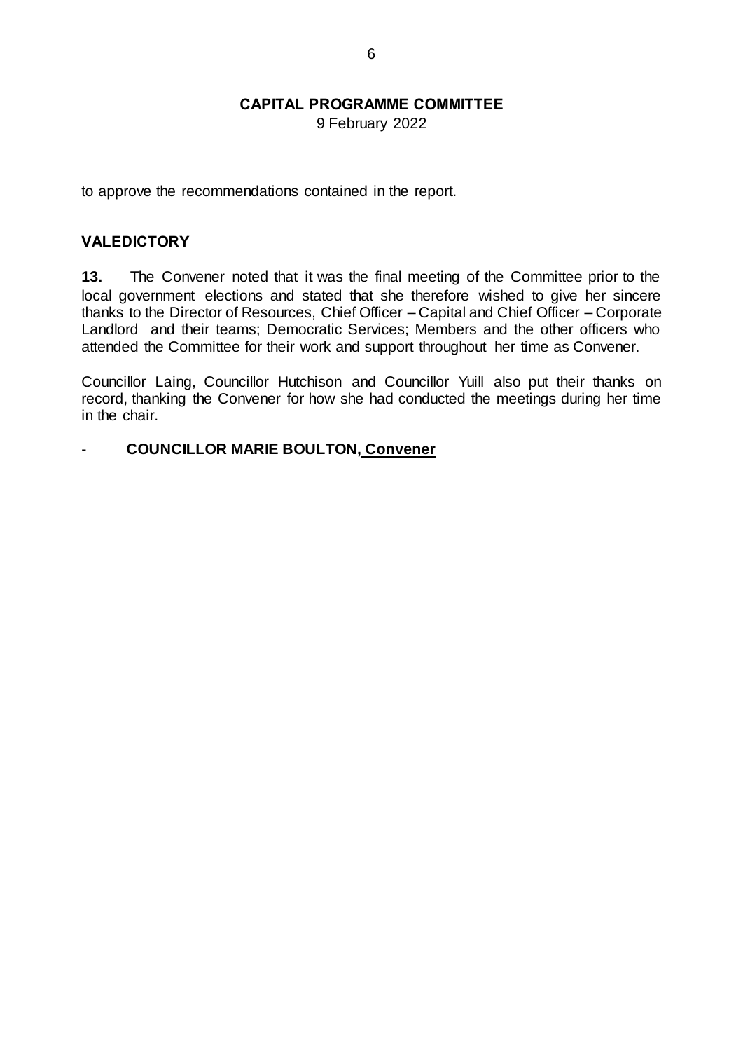to approve the recommendations contained in the report.

## VALEDICTORY

**13.** The Convener noted that it was the final meeting of the Committee prior to the local government elections and stated that she therefore wished to give her sincere thanks to the Director of Resources, Chief Officer – Capital and Chief Officer – Corporate Landlord and their teams; Democratic Services; Members and the other officers who attended the Committee for their work and support throughout her time as Convener.

Councillor Laing, Councillor Hutchison and Councillor Yuill also put their thanks on record, thanking the Convener for how she had conducted the meetings during her time in the chair.

- **COUNCILLOR MARIE BOULTON, Convener**